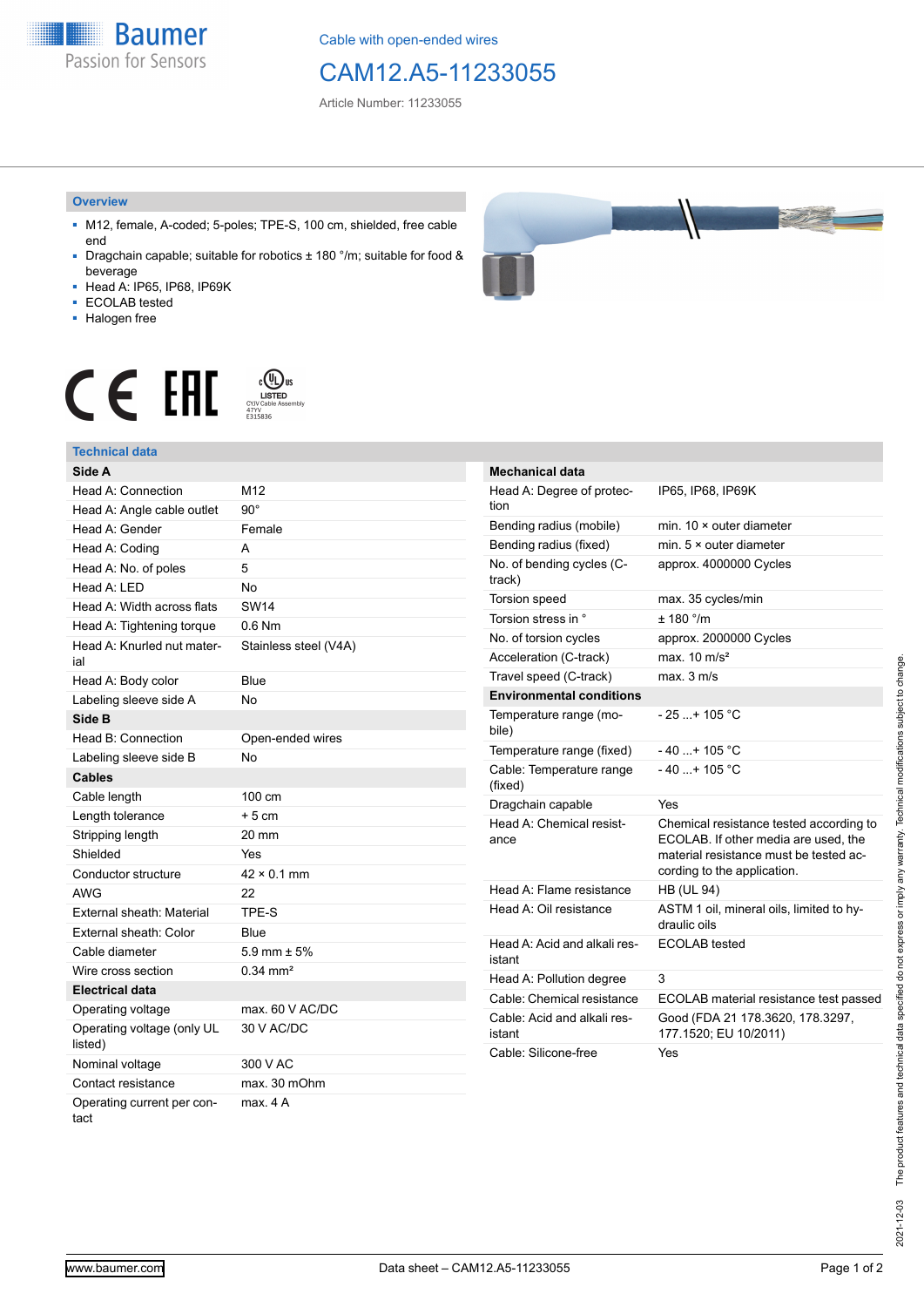Baumer
Passion for Sensors

Cable with open-ended wires

# CAM12.A5-11233055

Article Number: 11233055

## Overview

- M12, female, A-coded; 5-poles; TPE-S, 100 cm, shielded, free cable end
- Dragchain capable; suitable for robotics ± 180 °/m; suitable for food & beverage
- Head A: IP65, IP68, IP69K
- ECOLAB tested
- Halogen free

## Technical data

| Side A | |
|---|---|
| Head A: Connection | M12 |
| Head A: Angle cable outlet | 90° |
| Head A: Gender | Female |
| Head A: Coding | A |
| Head A: No. of poles | 5 |
| Head A: LED | No |
| Head A: Width across flats | SW14 |
| Head A: Tightening torque | 0.6 Nm |
| Head A: Knurled nut material | Stainless steel (V4A) |
| Head A: Body color | Blue |
| Labeling sleeve side A | No |
| **Side B** | |
| Head B: Connection | Open-ended wires |
| Labeling sleeve side B | No |
| **Cables** | |
| Cable length | 100 cm |
| Length tolerance | + 5 cm |
| Stripping length | 20 mm |
| Shielded | Yes |
| Conductor structure | 42 × 0.1 mm |
| AWG | 22 |
| External sheath: Material | TPE-S |
| External sheath: Color | Blue |
| Cable diameter | 5.9 mm ± 5% |
| Wire cross section | 0.34 mm² |
| **Electrical data** | |
| Operating voltage | max. 60 V AC/DC |
| Operating voltage (only UL listed) | 30 V AC/DC |
| Nominal voltage | 300 V AC |
| Contact resistance | max. 30 mOhm |
| Operating current per contact | max. 4 A |

| Mechanical data | |
|---|---|
| Head A: Degree of protection | IP65, IP68, IP69K |
| Bending radius (mobile) | min. 10 × outer diameter |
| Bending radius (fixed) | min. 5 × outer diameter |
| No. of bending cycles (C-track) | approx. 4000000 Cycles |
| Torsion speed | max. 35 cycles/min |
| Torsion stress in ° | ± 180 °/m |
| No. of torsion cycles | approx. 2000000 Cycles |
| Acceleration (C-track) | max. 10 m/s² |
| Travel speed (C-track) | max. 3 m/s |
| **Environmental conditions** | |
| Temperature range (mobile) | - 25 ...+ 105 °C |
| Temperature range (fixed) | - 40 ...+ 105 °C |
| Cable: Temperature range (fixed) | - 40 ...+ 105 °C |
| Dragchain capable | Yes |
| Head A: Chemical resistance | Chemical resistance tested according to ECOLAB. If other media are used, the material resistance must be tested according to the application. |
| Head A: Flame resistance | HB (UL 94) |
| Head A: Oil resistance | ASTM 1 oil, mineral oils, limited to hydraulic oils |
| Head A: Acid and alkali resistant | ECOLAB tested |
| Head A: Pollution degree | 3 |
| Cable: Chemical resistance | ECOLAB material resistance test passed |
| Cable: Acid and alkali resistant | Good (FDA 21 178.3620, 178.3297, 177.1520; EU 10/2011) |
| Cable: Silicone-free | Yes |

2021-12-03 The product features and technical data specified do not express or imply any warranty. Technical modifications subject to change.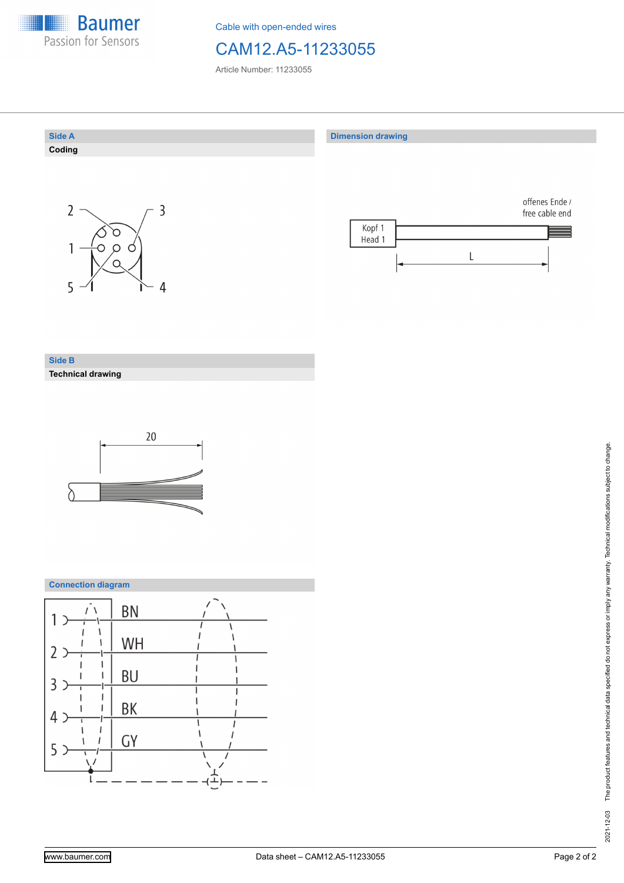Cable with open-ended wires

# CAM12.A5-11233055

Article Number: 11233055

## Side A

**Coding**

2
3
1
5
4

## Dimension drawing

offenes Ende / free cable end

Kopf 1
Head 1

L

## Side B

**Technical drawing**

20

## Connection diagram

1 BN
2 WH
3 BU
4 BK
5 GY

The product features and technical data specified do not express or imply any warranty. Technical modifications subject to change.

2021-12-03